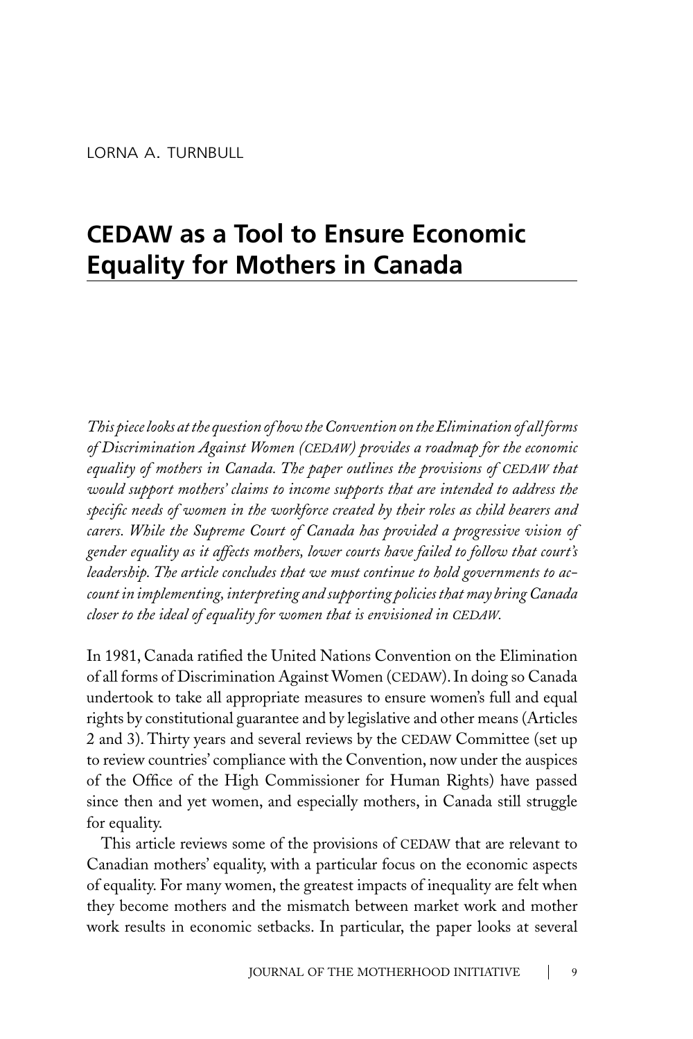LORNA A. TURNBULL

# CEDAW as a Tool to Ensure Economic Equality for Mothers in Canada

*This piece looks at the question of how the Convention on the Elimination of all forms of Discrimination Against Women (CEDAW) provides a roadmap for the economic equality of mothers in Canada. The paper outlines the provisions of CEDAW that would support mothers' claims to income supports that are intended to address the specific needs of women in the workforce created by their roles as child bearers and carers. While the Supreme Court of Canada has provided a progressive vision of gender equality as it affects mothers, lower courts have failed to follow that court's leadership. The article concludes that we must continue to hold governments to account in implementing, interpreting and supporting policies that may bring Canada closer to the ideal of equality for women that is envisioned in CEDAW.*

In 1981, Canada ratified the United Nations Convention on the Elimination of all forms of Discrimination Against Women (CEDAW). In doing so Canada undertook to take all appropriate measures to ensure women's full and equal rights by constitutional guarantee and by legislative and other means (Articles 2 and 3). Thirty years and several reviews by the CEDAW Committee (set up to review countries' compliance with the Convention, now under the auspices of the Office of the High Commissioner for Human Rights) have passed since then and yet women, and especially mothers, in Canada still struggle for equality.

This article reviews some of the provisions of CEDAW that are relevant to Canadian mothers' equality, with a particular focus on the economic aspects of equality. For many women, the greatest impacts of inequality are felt when they become mothers and the mismatch between market work and mother work results in economic setbacks. In particular, the paper looks at several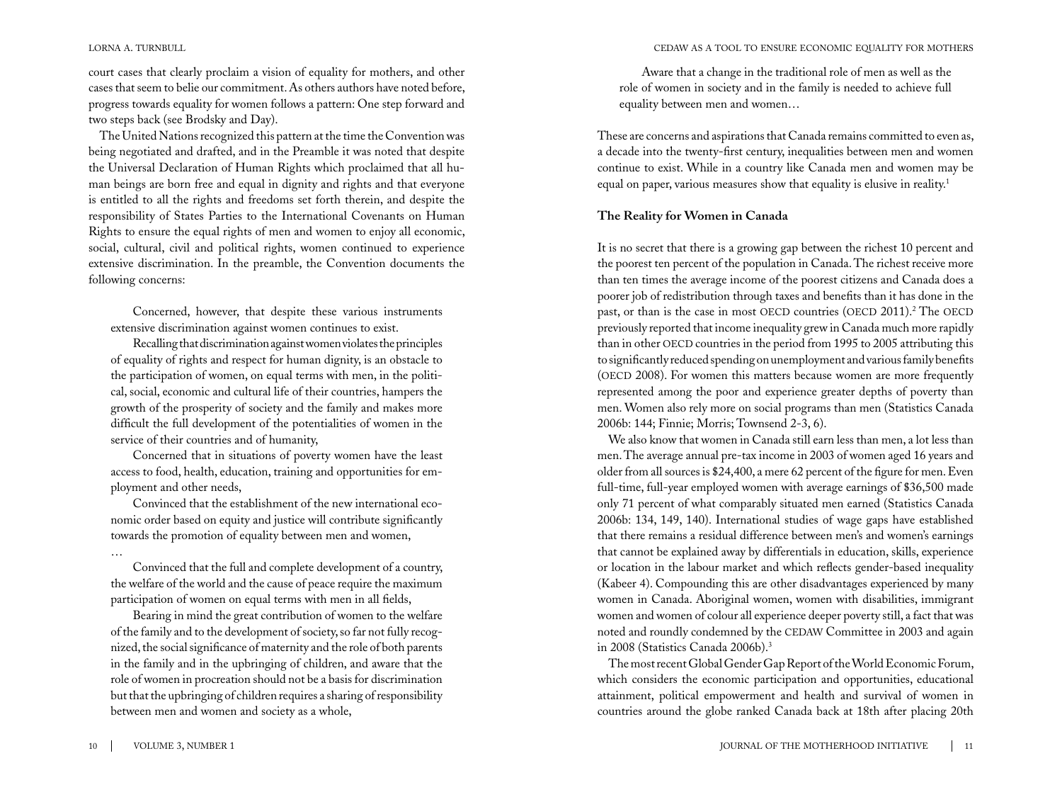court cases that clearly proclaim a vision of equality for mothers, and other cases that seem to belie our commitment. As others authors have noted before, progress towards equality for women follows a pattern: One step forward and two steps back (see Brodsky and Day).

The United Nations recognized this pattern at the time the Convention was being negotiated and drafted, and in the Preamble it was noted that despite the Universal Declaration of Human Rights which proclaimed that all human beings are born free and equal in dignity and rights and that everyone is entitled to all the rights and freedoms set forth therein, and despite the responsibility of States Parties to the International Covenants on Human Rights to ensure the equal rights of men and women to enjoy all economic, social, cultural, civil and political rights, women continued to experience extensive discrimination. In the preamble, the Convention documents the following concerns:

> Concerned, however, that despite these various instruments extensive discrimination against women continues to exist.
>
> Recalling that discrimination against women violates the principles of equality of rights and respect for human dignity, is an obstacle to the participation of women, on equal terms with men, in the political, social, economic and cultural life of their countries, hampers the growth of the prosperity of society and the family and makes more difficult the full development of the potentialities of women in the service of their countries and of humanity,
>
> Concerned that in situations of poverty women have the least access to food, health, education, training and opportunities for employment and other needs,
>
> Convinced that the establishment of the new international economic order based on equity and justice will contribute significantly towards the promotion of equality between men and women,
>
> …
>
> Convinced that the full and complete development of a country, the welfare of the world and the cause of peace require the maximum participation of women on equal terms with men in all fields,
>
> Bearing in mind the great contribution of women to the welfare of the family and to the development of society, so far not fully recognized, the social significance of maternity and the role of both parents in the family and in the upbringing of children, and aware that the role of women in procreation should not be a basis for discrimination but that the upbringing of children requires a sharing of responsibility between men and women and society as a whole,
>
> Aware that a change in the traditional role of men as well as the role of women in society and in the family is needed to achieve full equality between men and women…

These are concerns and aspirations that Canada remains committed to even as, a decade into the twenty-first century, inequalities between men and women continue to exist. While in a country like Canada men and women may be equal on paper, various measures show that equality is elusive in reality.[1]

### The Reality for Women in Canada

It is no secret that there is a growing gap between the richest 10 percent and the poorest ten percent of the population in Canada. The richest receive more than ten times the average income of the poorest citizens and Canada does a poorer job of redistribution through taxes and benefits than it has done in the past, or than is the case in most OECD countries (OECD 2011).[2] The OECD previously reported that income inequality grew in Canada much more rapidly than in other OECD countries in the period from 1995 to 2005 attributing this to significantly reduced spending on unemployment and various family benefits (OECD 2008). For women this matters because women are more frequently represented among the poor and experience greater depths of poverty than men. Women also rely more on social programs than men (Statistics Canada 2006b: 144; Finnie; Morris; Townsend 2-3, 6).

We also know that women in Canada still earn less than men, a lot less than men. The average annual pre-tax income in 2003 of women aged 16 years and older from all sources is $24,400, a mere 62 percent of the figure for men. Even full-time, full-year employed women with average earnings of $36,500 made only 71 percent of what comparably situated men earned (Statistics Canada 2006b: 134, 149, 140). International studies of wage gaps have established that there remains a residual difference between men's and women's earnings that cannot be explained away by differentials in education, skills, experience or location in the labour market and which reflects gender-based inequality (Kabeer 4). Compounding this are other disadvantages experienced by many women in Canada. Aboriginal women, women with disabilities, immigrant women and women of colour all experience deeper poverty still, a fact that was noted and roundly condemned by the CEDAW Committee in 2003 and again in 2008 (Statistics Canada 2006b).[3]

The most recent Global Gender Gap Report of the World Economic Forum, which considers the economic participation and opportunities, educational attainment, political empowerment and health and survival of women in countries around the globe ranked Canada back at 18th after placing 20th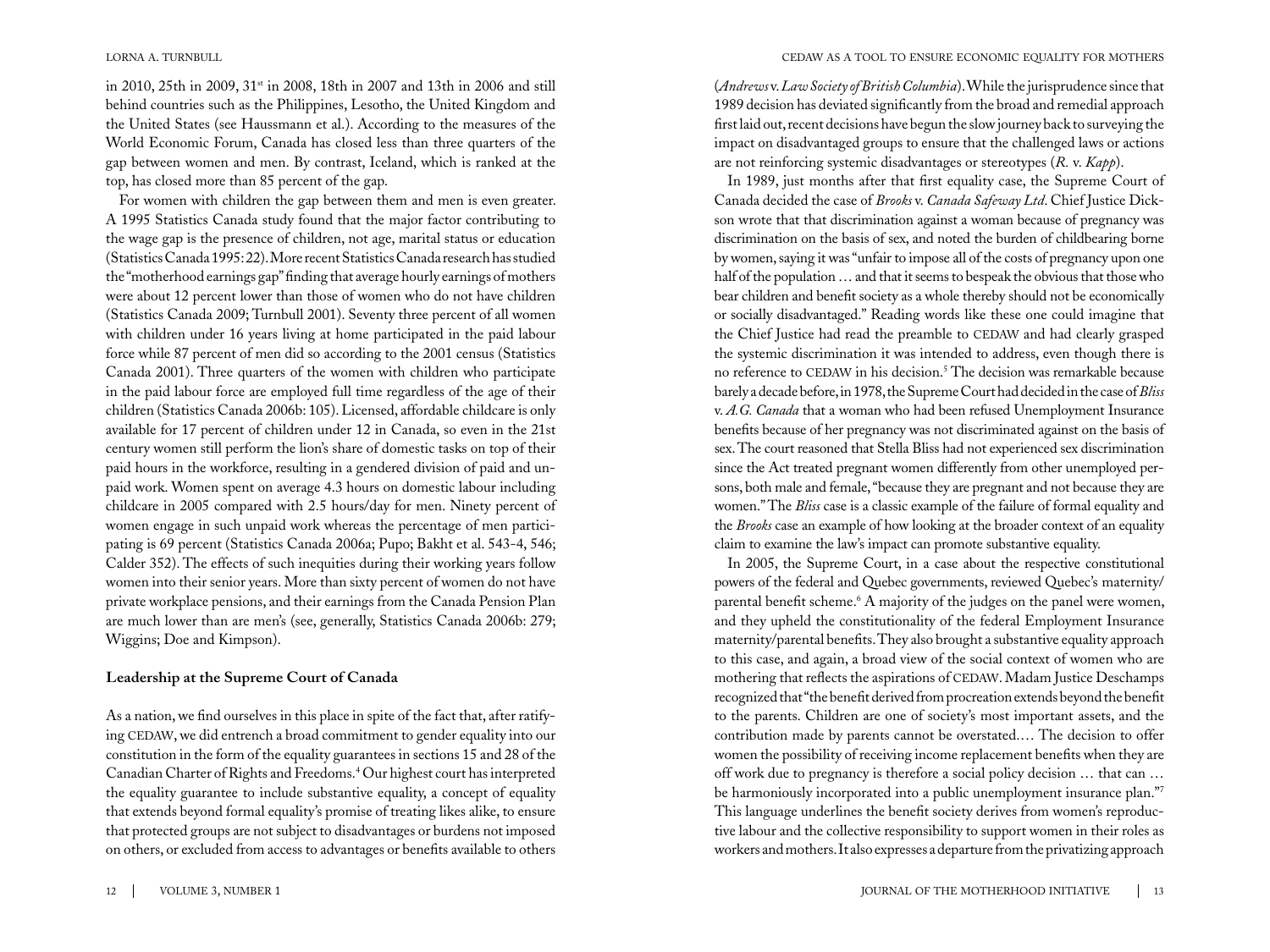in 2010, 25th in 2009, 31st in 2008, 18th in 2007 and 13th in 2006 and still behind countries such as the Philippines, Lesotho, the United Kingdom and the United States (see Haussmann et al.). According to the measures of the World Economic Forum, Canada has closed less than three quarters of the gap between women and men. By contrast, Iceland, which is ranked at the top, has closed more than 85 percent of the gap.

For women with children the gap between them and men is even greater. A 1995 Statistics Canada study found that the major factor contributing to the wage gap is the presence of children, not age, marital status or education (Statistics Canada 1995: 22). More recent Statistics Canada research has studied the "motherhood earnings gap" finding that average hourly earnings of mothers were about 12 percent lower than those of women who do not have children (Statistics Canada 2009; Turnbull 2001). Seventy three percent of all women with children under 16 years living at home participated in the paid labour force while 87 percent of men did so according to the 2001 census (Statistics Canada 2001). Three quarters of the women with children who participate in the paid labour force are employed full time regardless of the age of their children (Statistics Canada 2006b: 105). Licensed, affordable childcare is only available for 17 percent of children under 12 in Canada, so even in the 21st century women still perform the lion's share of domestic tasks on top of their paid hours in the workforce, resulting in a gendered division of paid and unpaid work. Women spent on average 4.3 hours on domestic labour including childcare in 2005 compared with 2.5 hours/day for men. Ninety percent of women engage in such unpaid work whereas the percentage of men participating is 69 percent (Statistics Canada 2006a; Pupo; Bakht et al. 543-4, 546; Calder 352). The effects of such inequities during their working years follow women into their senior years. More than sixty percent of women do not have private workplace pensions, and their earnings from the Canada Pension Plan are much lower than are men's (see, generally, Statistics Canada 2006b: 279; Wiggins; Doe and Kimpson).

## Leadership at the Supreme Court of Canada

As a nation, we find ourselves in this place in spite of the fact that, after ratifying CEDAW, we did entrench a broad commitment to gender equality into our constitution in the form of the equality guarantees in sections 15 and 28 of the Canadian Charter of Rights and Freedoms.[4] Our highest court has interpreted the equality guarantee to include substantive equality, a concept of equality that extends beyond formal equality's promise of treating likes alike, to ensure that protected groups are not subject to disadvantages or burdens not imposed on others, or excluded from access to advantages or benefits available to others (*Andrews* v. *Law Society of British Columbia*). While the jurisprudence since that 1989 decision has deviated significantly from the broad and remedial approach first laid out, recent decisions have begun the slow journey back to surveying the impact on disadvantaged groups to ensure that the challenged laws or actions are not reinforcing systemic disadvantages or stereotypes (*R.* v. *Kapp*).

In 1989, just months after that first equality case, the Supreme Court of Canada decided the case of *Brooks* v. *Canada Safeway Ltd*. Chief Justice Dickson wrote that that discrimination against a woman because of pregnancy was discrimination on the basis of sex, and noted the burden of childbearing borne by women, saying it was "unfair to impose all of the costs of pregnancy upon one half of the population … and that it seems to bespeak the obvious that those who bear children and benefit society as a whole thereby should not be economically or socially disadvantaged." Reading words like these one could imagine that the Chief Justice had read the preamble to CEDAW and had clearly grasped the systemic discrimination it was intended to address, even though there is no reference to CEDAW in his decision.[5] The decision was remarkable because barely a decade before, in 1978, the Supreme Court had decided in the case of *Bliss* v. *A.G. Canada* that a woman who had been refused Unemployment Insurance benefits because of her pregnancy was not discriminated against on the basis of sex. The court reasoned that Stella Bliss had not experienced sex discrimination since the Act treated pregnant women differently from other unemployed persons, both male and female, "because they are pregnant and not because they are women." The *Bliss* case is a classic example of the failure of formal equality and the *Brooks* case an example of how looking at the broader context of an equality claim to examine the law's impact can promote substantive equality.

In 2005, the Supreme Court, in a case about the respective constitutional powers of the federal and Quebec governments, reviewed Quebec's maternity/parental benefit scheme.[6] A majority of the judges on the panel were women, and they upheld the constitutionality of the federal Employment Insurance maternity/parental benefits. They also brought a substantive equality approach to this case, and again, a broad view of the social context of women who are mothering that reflects the aspirations of CEDAW. Madam Justice Deschamps recognized that "the benefit derived from procreation extends beyond the benefit to the parents. Children are one of society's most important assets, and the contribution made by parents cannot be overstated.… The decision to offer women the possibility of receiving income replacement benefits when they are off work due to pregnancy is therefore a social policy decision … that can … be harmoniously incorporated into a public unemployment insurance plan."[7] This language underlines the benefit society derives from women's reproductive labour and the collective responsibility to support women in their roles as workers and mothers. It also expresses a departure from the privatizing approach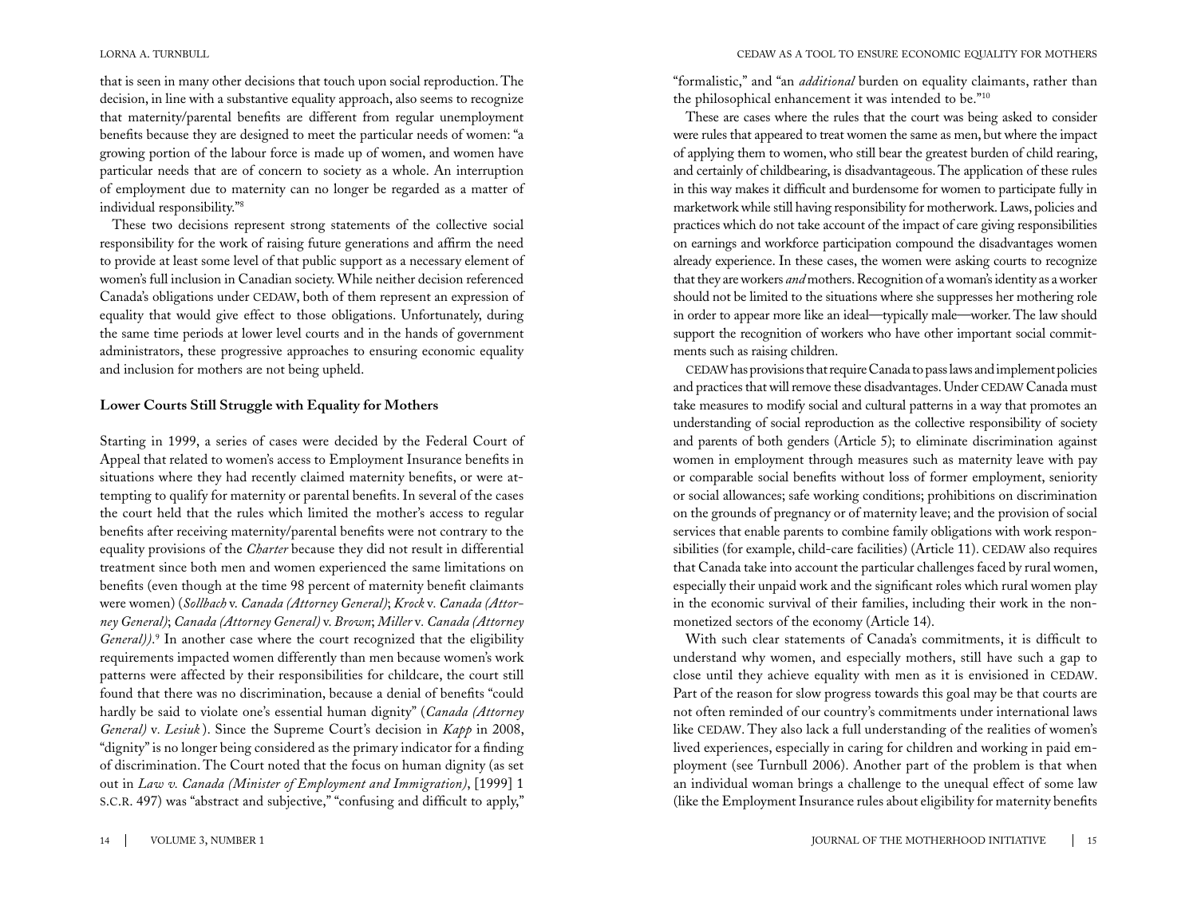that is seen in many other decisions that touch upon social reproduction. The decision, in line with a substantive equality approach, also seems to recognize that maternity/parental benefits are different from regular unemployment benefits because they are designed to meet the particular needs of women: "a growing portion of the labour force is made up of women, and women have particular needs that are of concern to society as a whole. An interruption of employment due to maternity can no longer be regarded as a matter of individual responsibility."[8]

These two decisions represent strong statements of the collective social responsibility for the work of raising future generations and affirm the need to provide at least some level of that public support as a necessary element of women's full inclusion in Canadian society. While neither decision referenced Canada's obligations under CEDAW, both of them represent an expression of equality that would give effect to those obligations. Unfortunately, during the same time periods at lower level courts and in the hands of government administrators, these progressive approaches to ensuring economic equality and inclusion for mothers are not being upheld.

**Lower Courts Still Struggle with Equality for Mothers**

Starting in 1999, a series of cases were decided by the Federal Court of Appeal that related to women's access to Employment Insurance benefits in situations where they had recently claimed maternity benefits, or were attempting to qualify for maternity or parental benefits. In several of the cases the court held that the rules which limited the mother's access to regular benefits after receiving maternity/parental benefits were not contrary to the equality provisions of the *Charter* because they did not result in differential treatment since both men and women experienced the same limitations on benefits (even though at the time 98 percent of maternity benefit claimants were women) (*Sollbach* v. *Canada (Attorney General)*; *Krock* v. *Canada (Attorney General)*; *Canada (Attorney General)* v. *Brown*; *Miller* v. *Canada (Attorney General))*.[9] In another case where the court recognized that the eligibility requirements impacted women differently than men because women's work patterns were affected by their responsibilities for childcare, the court still found that there was no discrimination, because a denial of benefits "could hardly be said to violate one's essential human dignity" (*Canada (Attorney General)* v. *Lesiuk* ). Since the Supreme Court's decision in *Kapp* in 2008, "dignity" is no longer being considered as the primary indicator for a finding of discrimination. The Court noted that the focus on human dignity (as set out in *Law v. Canada (Minister of Employment and Immigration)*, [1999] 1 S.C.R. 497) was "abstract and subjective," "confusing and difficult to apply," "formalistic," and "an *additional* burden on equality claimants, rather than the philosophical enhancement it was intended to be."[10]

These are cases where the rules that the court was being asked to consider were rules that appeared to treat women the same as men, but where the impact of applying them to women, who still bear the greatest burden of child rearing, and certainly of childbearing, is disadvantageous. The application of these rules in this way makes it difficult and burdensome for women to participate fully in marketwork while still having responsibility for motherwork. Laws, policies and practices which do not take account of the impact of care giving responsibilities on earnings and workforce participation compound the disadvantages women already experience. In these cases, the women were asking courts to recognize that they are workers *and* mothers. Recognition of a woman's identity as a worker should not be limited to the situations where she suppresses her mothering role in order to appear more like an ideal—typically male—worker. The law should support the recognition of workers who have other important social commitments such as raising children.

CEDAW has provisions that require Canada to pass laws and implement policies and practices that will remove these disadvantages. Under CEDAW Canada must take measures to modify social and cultural patterns in a way that promotes an understanding of social reproduction as the collective responsibility of society and parents of both genders (Article 5); to eliminate discrimination against women in employment through measures such as maternity leave with pay or comparable social benefits without loss of former employment, seniority or social allowances; safe working conditions; prohibitions on discrimination on the grounds of pregnancy or of maternity leave; and the provision of social services that enable parents to combine family obligations with work responsibilities (for example, child-care facilities) (Article 11). CEDAW also requires that Canada take into account the particular challenges faced by rural women, especially their unpaid work and the significant roles which rural women play in the economic survival of their families, including their work in the non-monetized sectors of the economy (Article 14).

With such clear statements of Canada's commitments, it is difficult to understand why women, and especially mothers, still have such a gap to close until they achieve equality with men as it is envisioned in CEDAW. Part of the reason for slow progress towards this goal may be that courts are not often reminded of our country's commitments under international laws like CEDAW. They also lack a full understanding of the realities of women's lived experiences, especially in caring for children and working in paid employment (see Turnbull 2006). Another part of the problem is that when an individual woman brings a challenge to the unequal effect of some law (like the Employment Insurance rules about eligibility for maternity benefits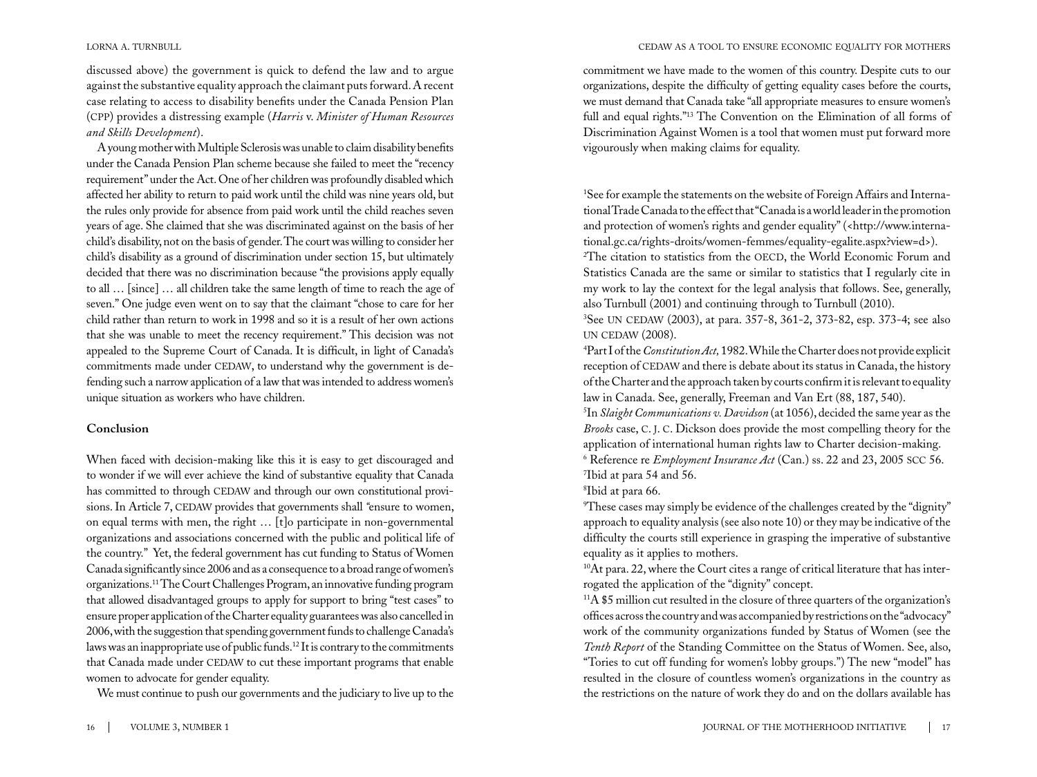discussed above) the government is quick to defend the law and to argue against the substantive equality approach the claimant puts forward. A recent case relating to access to disability benefits under the Canada Pension Plan (CPP) provides a distressing example (*Harris* v. *Minister of Human Resources and Skills Development*).

A young mother with Multiple Sclerosis was unable to claim disability benefits under the Canada Pension Plan scheme because she failed to meet the "recency requirement" under the Act. One of her children was profoundly disabled which affected her ability to return to paid work until the child was nine years old, but the rules only provide for absence from paid work until the child reaches seven years of age. She claimed that she was discriminated against on the basis of her child's disability, not on the basis of gender. The court was willing to consider her child's disability as a ground of discrimination under section 15, but ultimately decided that there was no discrimination because "the provisions apply equally to all … [since] … all children take the same length of time to reach the age of seven." One judge even went on to say that the claimant "chose to care for her child rather than return to work in 1998 and so it is a result of her own actions that she was unable to meet the recency requirement." This decision was not appealed to the Supreme Court of Canada. It is difficult, in light of Canada's commitments made under CEDAW, to understand why the government is defending such a narrow application of a law that was intended to address women's unique situation as workers who have children.

## Conclusion

When faced with decision-making like this it is easy to get discouraged and to wonder if we will ever achieve the kind of substantive equality that Canada has committed to through CEDAW and through our own constitutional provisions. In Article 7, CEDAW provides that governments shall "ensure to women, on equal terms with men, the right … [t]o participate in non-governmental organizations and associations concerned with the public and political life of the country." Yet, the federal government has cut funding to Status of Women Canada significantly since 2006 and as a consequence to a broad range of women's organizations.[11] The Court Challenges Program, an innovative funding program that allowed disadvantaged groups to apply for support to bring "test cases" to ensure proper application of the Charter equality guarantees was also cancelled in 2006, with the suggestion that spending government funds to challenge Canada's laws was an inappropriate use of public funds.[12] It is contrary to the commitments that Canada made under CEDAW to cut these important programs that enable women to advocate for gender equality.

We must continue to push our governments and the judiciary to live up to the commitment we have made to the women of this country. Despite cuts to our organizations, despite the difficulty of getting equality cases before the courts, we must demand that Canada take "all appropriate measures to ensure women's full and equal rights."[13] The Convention on the Elimination of all forms of Discrimination Against Women is a tool that women must put forward more vigourously when making claims for equality.

[1]See for example the statements on the website of Foreign Affairs and International Trade Canada to the effect that "Canada is a world leader in the promotion and protection of women's rights and gender equality" (<http://www.international.gc.ca/rights-droits/women-femmes/equality-egalite.aspx?view=d>).

[2]The citation to statistics from the OECD, the World Economic Forum and Statistics Canada are the same or similar to statistics that I regularly cite in my work to lay the context for the legal analysis that follows. See, generally, also Turnbull (2001) and continuing through to Turnbull (2010).

[3]See UN CEDAW (2003), at para. 357-8, 361-2, 373-82, esp. 373-4; see also UN CEDAW (2008).

[4]Part I of the *Constitution Act,* 1982. While the Charter does not provide explicit reception of CEDAW and there is debate about its status in Canada, the history of the Charter and the approach taken by courts confirm it is relevant to equality law in Canada. See, generally, Freeman and Van Ert (88, 187, 540).

[5]In *Slaight Communications v. Davidson* (at 1056), decided the same year as the *Brooks* case, C. J. C. Dickson does provide the most compelling theory for the application of international human rights law to Charter decision-making.

[6] Reference re *Employment Insurance Act* (Can.) ss. 22 and 23, 2005 SCC 56.

[7]Ibid at para 54 and 56.

[8]Ibid at para 66.

[9]These cases may simply be evidence of the challenges created by the "dignity" approach to equality analysis (see also note 10) or they may be indicative of the difficulty the courts still experience in grasping the imperative of substantive equality as it applies to mothers.

[10]At para. 22, where the Court cites a range of critical literature that has interrogated the application of the "dignity" concept.

[11]A $5 million cut resulted in the closure of three quarters of the organization's offices across the country and was accompanied by restrictions on the "advocacy" work of the community organizations funded by Status of Women (see the *Tenth Report* of the Standing Committee on the Status of Women. See, also, "Tories to cut off funding for women's lobby groups.") The new "model" has resulted in the closure of countless women's organizations in the country as the restrictions on the nature of work they do and on the dollars available has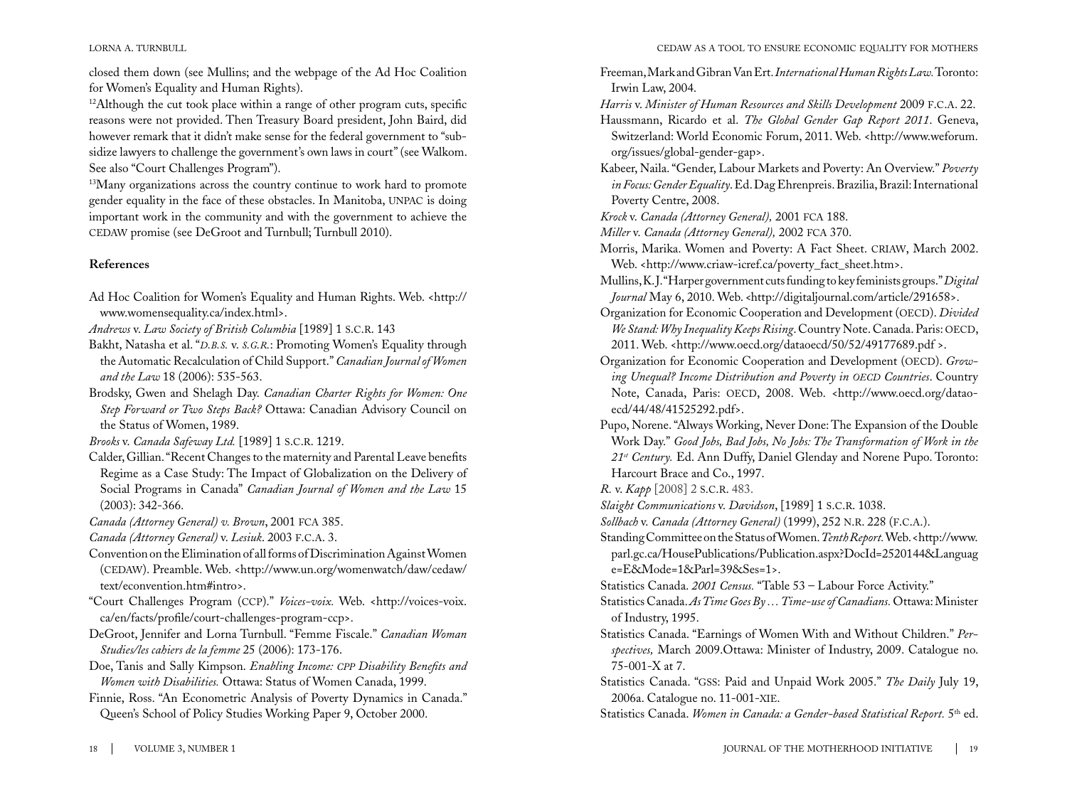closed them down (see Mullins; and the webpage of the Ad Hoc Coalition for Women's Equality and Human Rights).

[12]Although the cut took place within a range of other program cuts, specific reasons were not provided. Then Treasury Board president, John Baird, did however remark that it didn't make sense for the federal government to "subsidize lawyers to challenge the government's own laws in court" (see Walkom. See also "Court Challenges Program").

[13]Many organizations across the country continue to work hard to promote gender equality in the face of these obstacles. In Manitoba, UNPAC is doing important work in the community and with the government to achieve the CEDAW promise (see DeGroot and Turnbull; Turnbull 2010).

**References**

Ad Hoc Coalition for Women's Equality and Human Rights. Web. <http://www.womensequality.ca/index.html>.

*Andrews* v. *Law Society of British Columbia* [1989] 1 S.C.R. 143

Bakht, Natasha et al. "*D.B.S.* v. *S.G.R.*: Promoting Women's Equality through the Automatic Recalculation of Child Support." *Canadian Journal of Women and the Law* 18 (2006): 535-563.

Brodsky, Gwen and Shelagh Day. *Canadian Charter Rights for Women: One Step Forward or Two Steps Back?* Ottawa: Canadian Advisory Council on the Status of Women, 1989.

*Brooks* v. *Canada Safeway Ltd.* [1989] 1 S.C.R. 1219.

Calder, Gillian. "Recent Changes to the maternity and Parental Leave benefits Regime as a Case Study: The Impact of Globalization on the Delivery of Social Programs in Canada" *Canadian Journal of Women and the Law* 15 (2003): 342-366.

*Canada (Attorney General) v. Brown*, 2001 FCA 385.

*Canada (Attorney General)* v. *Lesiuk*. 2003 F.C.A. 3.

Convention on the Elimination of all forms of Discrimination Against Women (CEDAW). Preamble. Web. <http://www.un.org/womenwatch/daw/cedaw/text/econvention.htm#intro>.

"Court Challenges Program (CCP)." *Voices-voix.* Web. <http://voices-voix.ca/en/facts/profile/court-challenges-program-ccp>.

DeGroot, Jennifer and Lorna Turnbull. "Femme Fiscale." *Canadian Woman Studies/les cahiers de la femme* 25 (2006): 173-176.

Doe, Tanis and Sally Kimpson. *Enabling Income: CPP Disability Benefits and Women with Disabilities.* Ottawa: Status of Women Canada, 1999.

Finnie, Ross. "An Econometric Analysis of Poverty Dynamics in Canada." Queen's School of Policy Studies Working Paper 9, October 2000.

Freeman, Mark and Gibran Van Ert. *International Human Rights Law.* Toronto: Irwin Law, 2004.

*Harris* v. *Minister of Human Resources and Skills Development* 2009 F.C.A. 22.

Haussmann, Ricardo et al. *The Global Gender Gap Report 2011*. Geneva, Switzerland: World Economic Forum, 2011. Web. <http://www.weforum.org/issues/global-gender-gap>.

Kabeer, Naila. "Gender, Labour Markets and Poverty: An Overview." *Poverty in Focus: Gender Equality*. Ed. Dag Ehrenpreis. Brazilia, Brazil: International Poverty Centre, 2008.

*Krock* v. *Canada (Attorney General),* 2001 FCA 188.

*Miller* v. *Canada (Attorney General),* 2002 FCA 370.

Morris, Marika. Women and Poverty: A Fact Sheet. CRIAW, March 2002. Web. <http://www.criaw-icref.ca/poverty_fact_sheet.htm>.

Mullins, K. J. "Harper government cuts funding to key feminists groups." *Digital Journal* May 6, 2010. Web. <http://digitaljournal.com/article/291658>.

Organization for Economic Cooperation and Development (OECD). *Divided We Stand: Why Inequality Keeps Rising*. Country Note. Canada. Paris: OECD, 2011. Web. <http://www.oecd.org/dataoecd/50/52/49177689.pdf >.

Organization for Economic Cooperation and Development (OECD). *Growing Unequal? Income Distribution and Poverty in OECD Countries*. Country Note, Canada, Paris: OECD, 2008. Web. <http://www.oecd.org/dataoecd/44/48/41525292.pdf>.

Pupo, Norene. "Always Working, Never Done: The Expansion of the Double Work Day." *Good Jobs, Bad Jobs, No Jobs: The Transformation of Work in the 21st Century.* Ed. Ann Duffy, Daniel Glenday and Norene Pupo. Toronto: Harcourt Brace and Co., 1997.

*R.* v. *Kapp* [2008] 2 S.C.R. 483.

*Slaight Communications* v. *Davidson*, [1989] 1 S.C.R. 1038.

*Sollbach* v. *Canada (Attorney General)* (1999), 252 N.R. 228 (F.C.A.).

Standing Committee on the Status of Women. *Tenth Report.* Web. <http://www.parl.gc.ca/HousePublications/Publication.aspx?DocId=2520144&Language=E&Mode=1&Parl=39&Ses=1>.

Statistics Canada. *2001 Census.* "Table 53 – Labour Force Activity."

Statistics Canada. *As Time Goes By … Time-use of Canadians.* Ottawa: Minister of Industry, 1995.

Statistics Canada. "Earnings of Women With and Without Children." *Perspectives,* March 2009.Ottawa: Minister of Industry, 2009. Catalogue no. 75-001-X at 7.

Statistics Canada. "GSS: Paid and Unpaid Work 2005." *The Daily* July 19, 2006a. Catalogue no. 11-001-XIE.

Statistics Canada. *Women in Canada: a Gender-based Statistical Report.* 5th ed.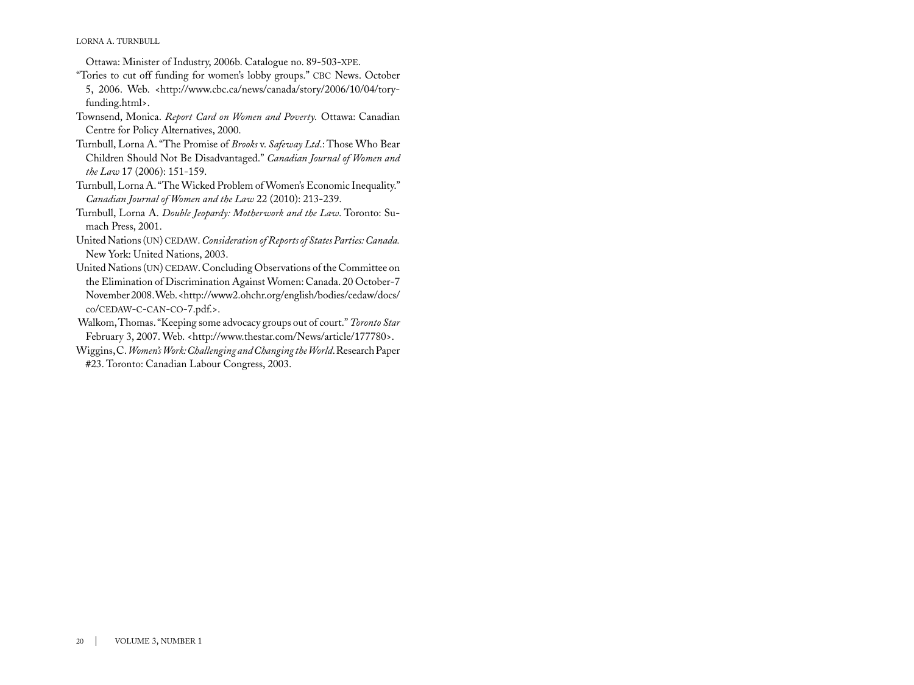Ottawa: Minister of Industry, 2006b. Catalogue no. 89-503-XPE.

"Tories to cut off funding for women's lobby groups." CBC News. October 5, 2006. Web. <http://www.cbc.ca/news/canada/story/2006/10/04/tory-funding.html>.

Townsend, Monica. *Report Card on Women and Poverty.* Ottawa: Canadian Centre for Policy Alternatives, 2000.

Turnbull, Lorna A. "The Promise of *Brooks* v. *Safeway Ltd.*: Those Who Bear Children Should Not Be Disadvantaged." *Canadian Journal of Women and the Law* 17 (2006): 151-159.

Turnbull, Lorna A. "The Wicked Problem of Women's Economic Inequality." *Canadian Journal of Women and the Law* 22 (2010): 213-239.

Turnbull, Lorna A. *Double Jeopardy: Motherwork and the Law.* Toronto: Sumach Press, 2001.

United Nations (UN) CEDAW. *Consideration of Reports of States Parties: Canada.* New York: United Nations, 2003.

United Nations (UN) CEDAW. Concluding Observations of the Committee on the Elimination of Discrimination Against Women: Canada. 20 October-7 November 2008. Web. <http://www2.ohchr.org/english/bodies/cedaw/docs/co/CEDAW-C-CAN-CO-7.pdf.>.

Walkom, Thomas. "Keeping some advocacy groups out of court." *Toronto Star* February 3, 2007. Web. <http://www.thestar.com/News/article/177780>.

Wiggins, C. *Women's Work: Challenging and Changing the World.* Research Paper #23. Toronto: Canadian Labour Congress, 2003.